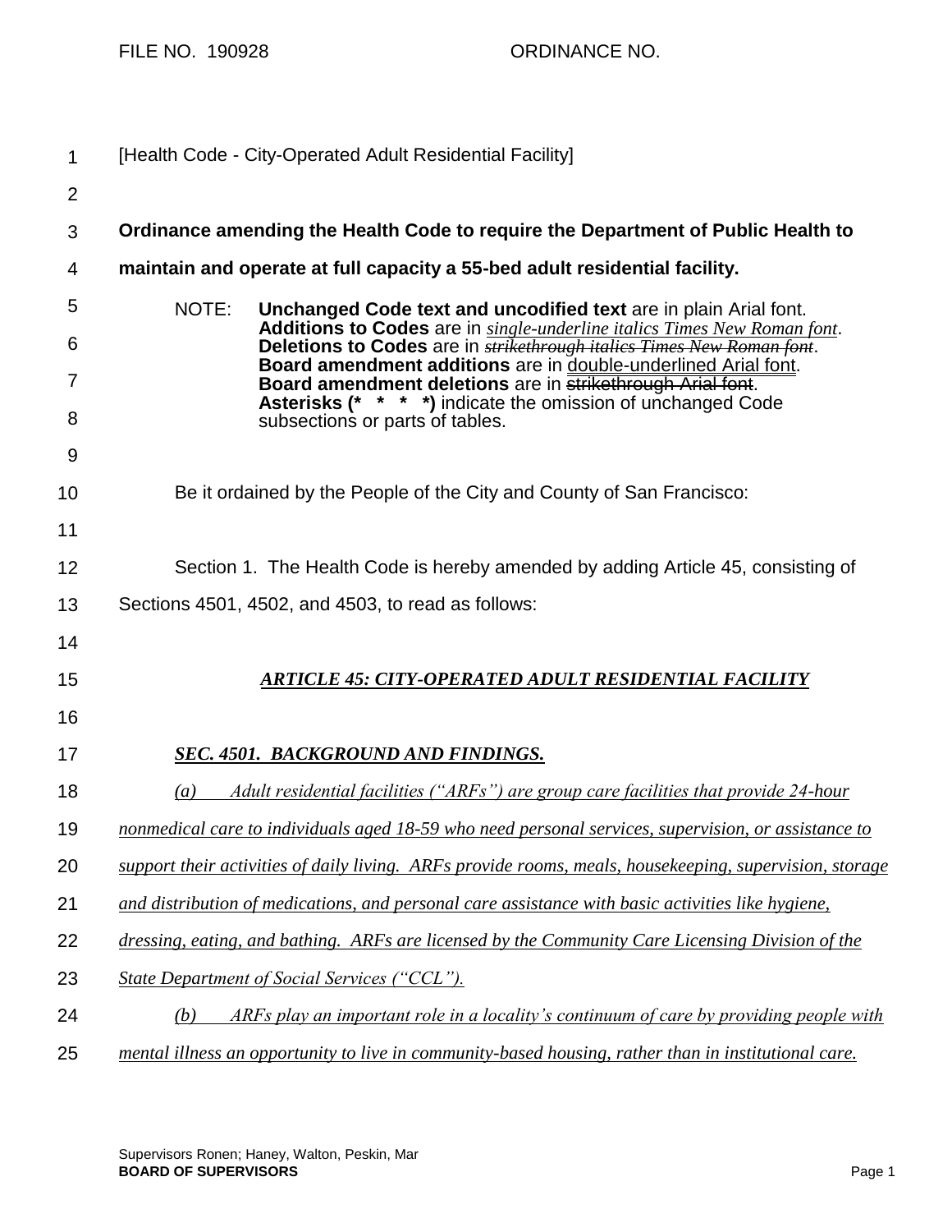FILE NO. 190928 ORDINANCE NO.

[Health Code - City-Operated Adult Residential Facility]

**Ordinance amending the Health Code to require the Department of Public Health to maintain and operate at full capacity a 55-bed adult residential facility.**

NOTE: **Unchanged Code text and uncodified text** are in plain Arial font.
**Additions to Codes** are in *single-underline italics Times New Roman font*.
**Deletions to Codes** are in ~~*strikethrough italics Times New Roman font*~~.
**Board amendment additions** are in double-underlined Arial font.
**Board amendment deletions** are in ~~strikethrough Arial font~~.
**Asterisks (\* \* \* \*)** indicate the omission of unchanged Code subsections or parts of tables.

Be it ordained by the People of the City and County of San Francisco:

Section 1. The Health Code is hereby amended by adding Article 45, consisting of Sections 4501, 4502, and 4503, to read as follows:

***ARTICLE 45: CITY-OPERATED ADULT RESIDENTIAL FACILITY***

***SEC. 4501. BACKGROUND AND FINDINGS.***

*(a) Adult residential facilities ("ARFs") are group care facilities that provide 24-hour nonmedical care to individuals aged 18-59 who need personal services, supervision, or assistance to support their activities of daily living. ARFs provide rooms, meals, housekeeping, supervision, storage and distribution of medications, and personal care assistance with basic activities like hygiene, dressing, eating, and bathing. ARFs are licensed by the Community Care Licensing Division of the State Department of Social Services ("CCL").*

*(b) ARFs play an important role in a locality's continuum of care by providing people with mental illness an opportunity to live in community-based housing, rather than in institutional care.*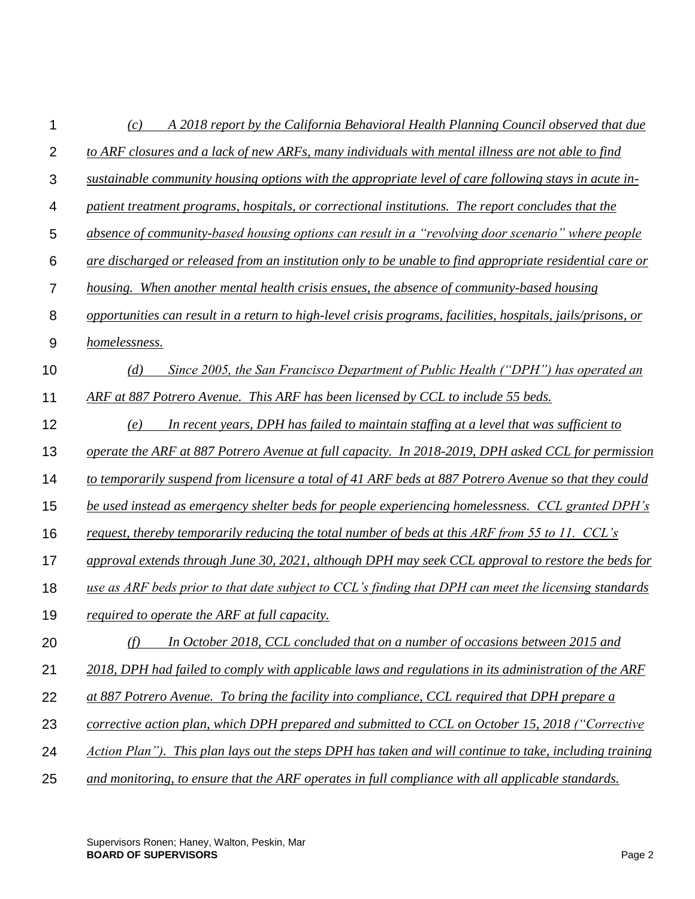*(c) A 2018 report by the California Behavioral Health Planning Council observed that due to ARF closures and a lack of new ARFs, many individuals with mental illness are not able to find sustainable community housing options with the appropriate level of care following stays in acute in-patient treatment programs, hospitals, or correctional institutions. The report concludes that the absence of community-based housing options can result in a "revolving door scenario" where people are discharged or released from an institution only to be unable to find appropriate residential care or housing. When another mental health crisis ensues, the absence of community-based housing opportunities can result in a return to high-level crisis programs, facilities, hospitals, jails/prisons, or homelessness.*

*(d) Since 2005, the San Francisco Department of Public Health ("DPH") has operated an ARF at 887 Potrero Avenue. This ARF has been licensed by CCL to include 55 beds.*

*(e) In recent years, DPH has failed to maintain staffing at a level that was sufficient to operate the ARF at 887 Potrero Avenue at full capacity. In 2018-2019, DPH asked CCL for permission to temporarily suspend from licensure a total of 41 ARF beds at 887 Potrero Avenue so that they could be used instead as emergency shelter beds for people experiencing homelessness. CCL granted DPH's request, thereby temporarily reducing the total number of beds at this ARF from 55 to 11. CCL's approval extends through June 30, 2021, although DPH may seek CCL approval to restore the beds for use as ARF beds prior to that date subject to CCL's finding that DPH can meet the licensing standards required to operate the ARF at full capacity.*

*(f) In October 2018, CCL concluded that on a number of occasions between 2015 and 2018, DPH had failed to comply with applicable laws and regulations in its administration of the ARF at 887 Potrero Avenue. To bring the facility into compliance, CCL required that DPH prepare a corrective action plan, which DPH prepared and submitted to CCL on October 15, 2018 ("Corrective Action Plan"). This plan lays out the steps DPH has taken and will continue to take, including training and monitoring, to ensure that the ARF operates in full compliance with all applicable standards.*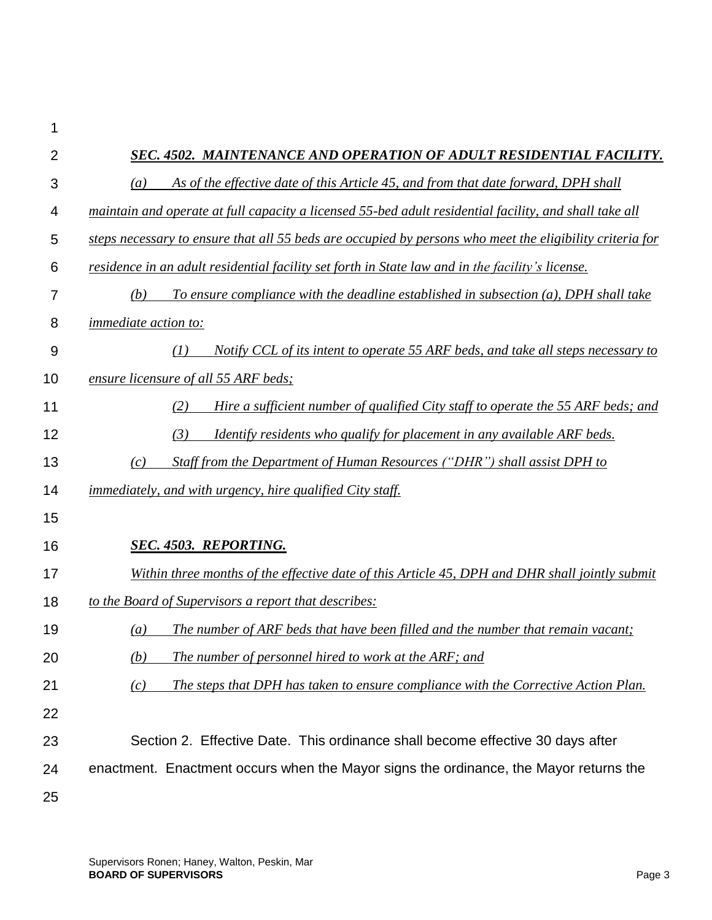***SEC. 4502. MAINTENANCE AND OPERATION OF ADULT RESIDENTIAL FACILITY.***

*(a) As of the effective date of this Article 45, and from that date forward, DPH shall maintain and operate at full capacity a licensed 55-bed adult residential facility, and shall take all steps necessary to ensure that all 55 beds are occupied by persons who meet the eligibility criteria for residence in an adult residential facility set forth in State law and in the facility's license.*

*(b) To ensure compliance with the deadline established in subsection (a), DPH shall take immediate action to:*

*(1) Notify CCL of its intent to operate 55 ARF beds, and take all steps necessary to ensure licensure of all 55 ARF beds;*

*(2) Hire a sufficient number of qualified City staff to operate the 55 ARF beds; and*

*(3) Identify residents who qualify for placement in any available ARF beds.*

*(c) Staff from the Department of Human Resources ("DHR") shall assist DPH to immediately, and with urgency, hire qualified City staff.*

***SEC. 4503. REPORTING.***

*Within three months of the effective date of this Article 45, DPH and DHR shall jointly submit to the Board of Supervisors a report that describes:*

*(a) The number of ARF beds that have been filled and the number that remain vacant;*

*(b) The number of personnel hired to work at the ARF; and*

*(c) The steps that DPH has taken to ensure compliance with the Corrective Action Plan.*

Section 2. Effective Date. This ordinance shall become effective 30 days after enactment. Enactment occurs when the Mayor signs the ordinance, the Mayor returns the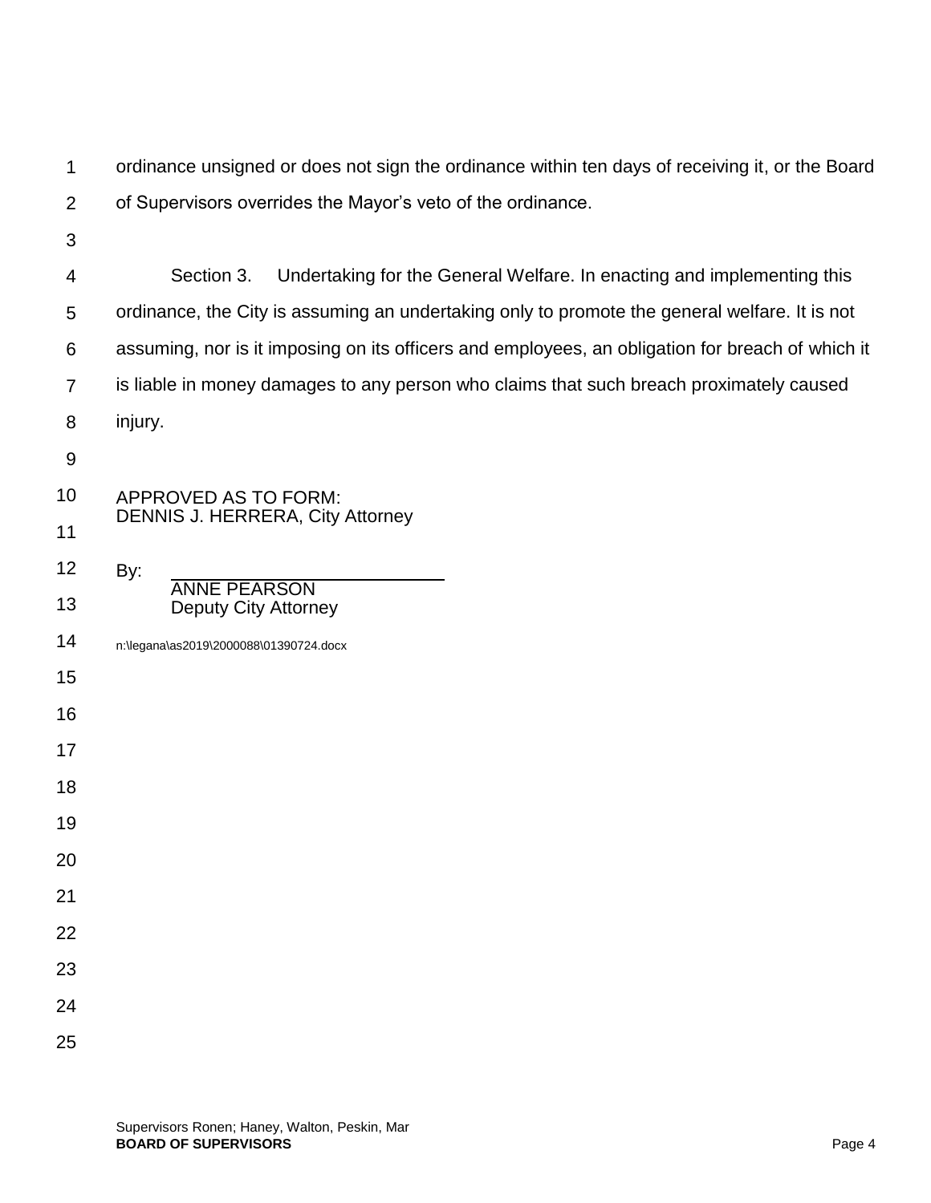ordinance unsigned or does not sign the ordinance within ten days of receiving it, or the Board of Supervisors overrides the Mayor's veto of the ordinance.

Section 3. Undertaking for the General Welfare. In enacting and implementing this ordinance, the City is assuming an undertaking only to promote the general welfare. It is not assuming, nor is it imposing on its officers and employees, an obligation for breach of which it is liable in money damages to any person who claims that such breach proximately caused injury.

APPROVED AS TO FORM:
DENNIS J. HERRERA, City Attorney

By: ______________________________
ANNE PEARSON
Deputy City Attorney

n:\legana\as2019\2000088\01390724.docx

Supervisors Ronen; Haney, Walton, Peskin, Mar
**BOARD OF SUPERVISORS**